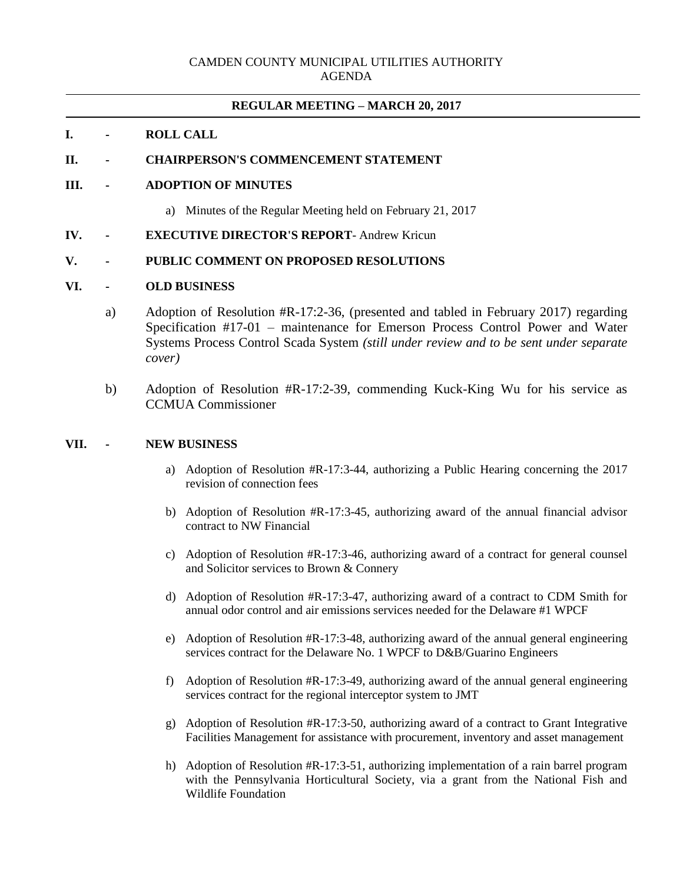CAMDEN COUNTY MUNICIPAL UTILITIES AUTHORITY
AGENDA

---

**REGULAR MEETING – MARCH 20, 2017**

---

**I. - ROLL CALL**

**II. - CHAIRPERSON'S COMMENCEMENT STATEMENT**

**III. - ADOPTION OF MINUTES**

a) Minutes of the Regular Meeting held on February 21, 2017

**IV. - EXECUTIVE DIRECTOR'S REPORT**- Andrew Kricun

**V. - PUBLIC COMMENT ON PROPOSED RESOLUTIONS**

**VI. - OLD BUSINESS**

a) Adoption of Resolution #R-17:2-36, (presented and tabled in February 2017) regarding Specification #17-01 – maintenance for Emerson Process Control Power and Water Systems Process Control Scada System *(still under review and to be sent under separate cover)*

b) Adoption of Resolution #R-17:2-39, commending Kuck-King Wu for his service as CCMUA Commissioner

**VII. - NEW BUSINESS**

a) Adoption of Resolution #R-17:3-44, authorizing a Public Hearing concerning the 2017 revision of connection fees

b) Adoption of Resolution #R-17:3-45, authorizing award of the annual financial advisor contract to NW Financial

c) Adoption of Resolution #R-17:3-46, authorizing award of a contract for general counsel and Solicitor services to Brown & Connery

d) Adoption of Resolution #R-17:3-47, authorizing award of a contract to CDM Smith for annual odor control and air emissions services needed for the Delaware #1 WPCF

e) Adoption of Resolution #R-17:3-48, authorizing award of the annual general engineering services contract for the Delaware No. 1 WPCF to D&B/Guarino Engineers

f) Adoption of Resolution #R-17:3-49, authorizing award of the annual general engineering services contract for the regional interceptor system to JMT

g) Adoption of Resolution #R-17:3-50, authorizing award of a contract to Grant Integrative Facilities Management for assistance with procurement, inventory and asset management

h) Adoption of Resolution #R-17:3-51, authorizing implementation of a rain barrel program with the Pennsylvania Horticultural Society, via a grant from the National Fish and Wildlife Foundation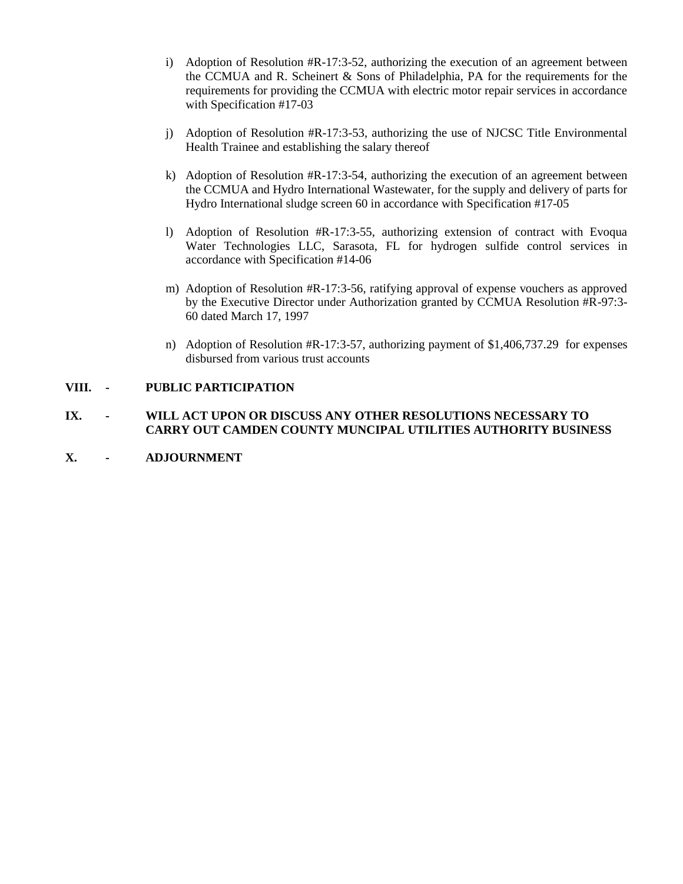i) Adoption of Resolution #R-17:3-52, authorizing the execution of an agreement between the CCMUA and R. Scheinert & Sons of Philadelphia, PA for the requirements for the requirements for providing the CCMUA with electric motor repair services in accordance with Specification #17-03

j) Adoption of Resolution #R-17:3-53, authorizing the use of NJCSC Title Environmental Health Trainee and establishing the salary thereof

k) Adoption of Resolution #R-17:3-54, authorizing the execution of an agreement between the CCMUA and Hydro International Wastewater, for the supply and delivery of parts for Hydro International sludge screen 60 in accordance with Specification #17-05

l) Adoption of Resolution #R-17:3-55, authorizing extension of contract with Evoqua Water Technologies LLC, Sarasota, FL for hydrogen sulfide control services in accordance with Specification #14-06

m) Adoption of Resolution #R-17:3-56, ratifying approval of expense vouchers as approved by the Executive Director under Authorization granted by CCMUA Resolution #R-97:3-60 dated March 17, 1997

n) Adoption of Resolution #R-17:3-57, authorizing payment of $1,406,737.29 for expenses disbursed from various trust accounts

**VIII. - PUBLIC PARTICIPATION**

**IX. - WILL ACT UPON OR DISCUSS ANY OTHER RESOLUTIONS NECESSARY TO CARRY OUT CAMDEN COUNTY MUNCIPAL UTILITIES AUTHORITY BUSINESS**

**X. - ADJOURNMENT**